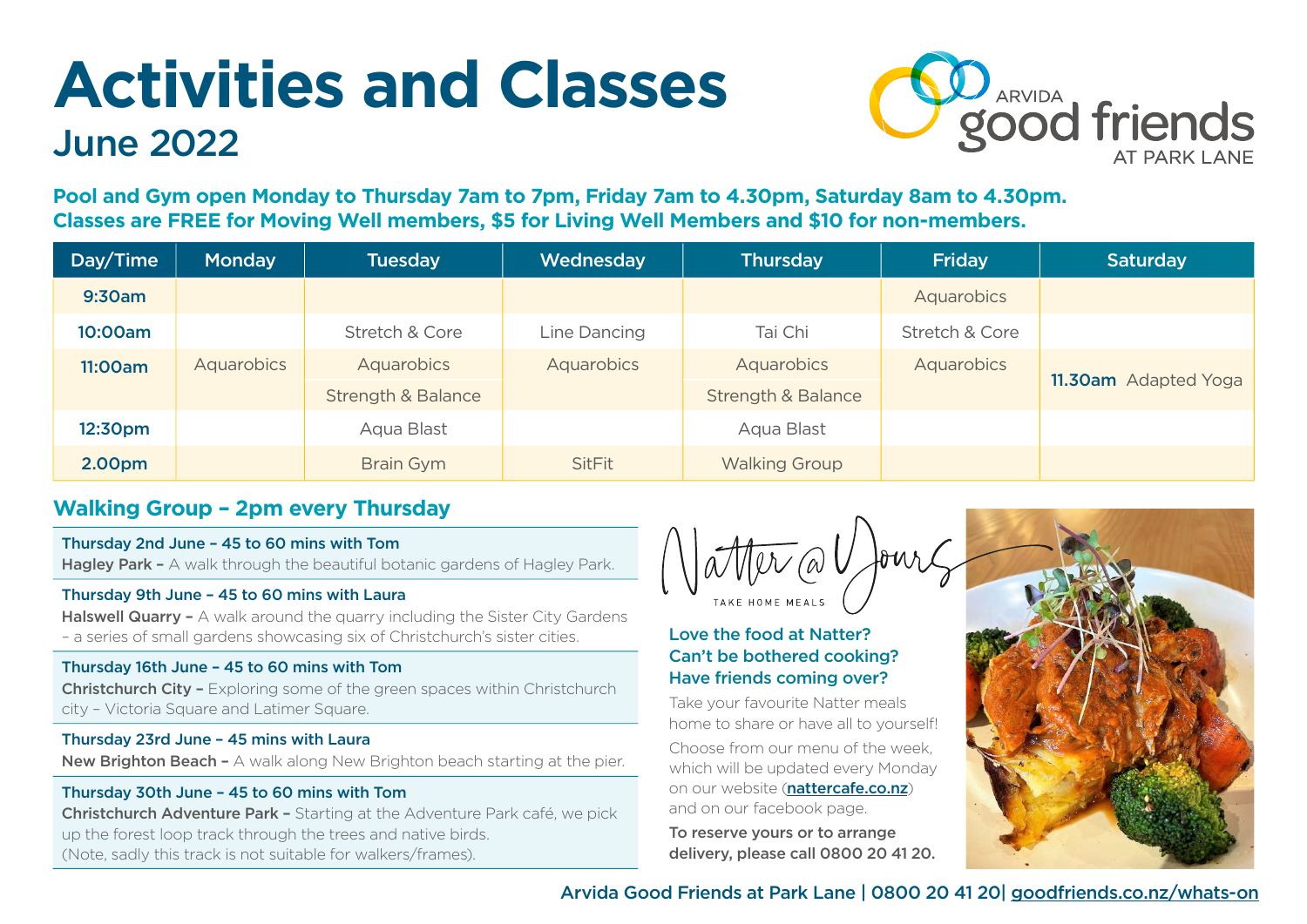# Activities and Classes

## June 2022

ARVIDA good friends AT PARK LANE

**Pool and Gym open Monday to Thursday 7am to 7pm, Friday 7am to 4.30pm, Saturday 8am to 4.30pm.**
**Classes are FREE for Moving Well members, $5 for Living Well Members and $10 for non-members.**

| Day/Time | Monday | Tuesday | Wednesday | Thursday | Friday | Saturday |
|---|---|---|---|---|---|---|
| 9:30am | | | | | Aquarobics | |
| 10:00am | | Stretch & Core | Line Dancing | Tai Chi | Stretch & Core | |
| 11:00am | Aquarobics | Aquarobics | Aquarobics | Aquarobics | Aquarobics | **11.30am** Adapted Yoga |
| | | Strength & Balance | | Strength & Balance | | |
| 12:30pm | | Aqua Blast | | Aqua Blast | | |
| 2.00pm | | Brain Gym | SitFit | Walking Group | | |

## Walking Group – 2pm every Thursday

**Thursday 2nd June – 45 to 60 mins with Tom**
**Hagley Park –** A walk through the beautiful botanic gardens of Hagley Park.

**Thursday 9th June – 45 to 60 mins with Laura**
**Halswell Quarry –** A walk around the quarry including the Sister City Gardens – a series of small gardens showcasing six of Christchurch's sister cities.

**Thursday 16th June – 45 to 60 mins with Tom**
**Christchurch City –** Exploring some of the green spaces within Christchurch city – Victoria Square and Latimer Square.

**Thursday 23rd June – 45 mins with Laura**
**New Brighton Beach –** A walk along New Brighton beach starting at the pier.

**Thursday 30th June – 45 to 60 mins with Tom**
**Christchurch Adventure Park –** Starting at the Adventure Park café, we pick up the forest loop track through the trees and native birds.
(Note, sadly this track is not suitable for walkers/frames).

Natter @ Yours
TAKE HOME MEALS

**Love the food at Natter?**
**Can't be bothered cooking?**
**Have friends coming over?**

Take your favourite Natter meals home to share or have all to yourself!

Choose from our menu of the week, which will be updated every Monday on our website (**nattercafe.co.nz**) and on our facebook page.

**To reserve yours or to arrange delivery, please call 0800 20 41 20.**

Arvida Good Friends at Park Lane | 0800 20 41 20| goodfriends.co.nz/whats-on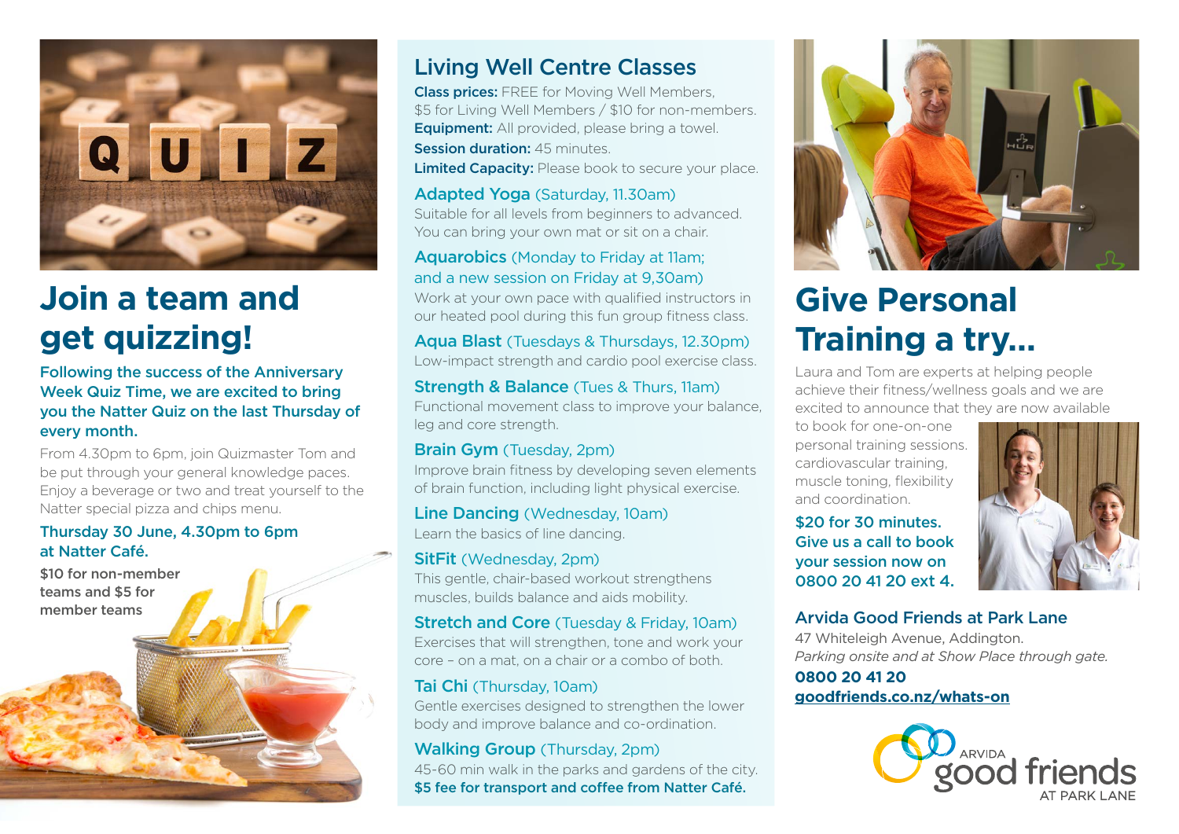# Join a team and get quizzing!

**Following the success of the Anniversary Week Quiz Time, we are excited to bring you the Natter Quiz on the last Thursday of every month.**

From 4.30pm to 6pm, join Quizmaster Tom and be put through your general knowledge paces. Enjoy a beverage or two and treat yourself to the Natter special pizza and chips menu.

**Thursday 30 June, 4.30pm to 6pm at Natter Café.**

**$10 for non-member teams and $5 for member teams**

## Living Well Centre Classes

**Class prices:** FREE for Moving Well Members, $5 for Living Well Members / $10 for non-members.
**Equipment:** All provided, please bring a towel.
**Session duration:** 45 minutes.
**Limited Capacity:** Please book to secure your place.

### Adapted Yoga (Saturday, 11.30am)

Suitable for all levels from beginners to advanced. You can bring your own mat or sit on a chair.

### Aquarobics (Monday to Friday at 11am; and a new session on Friday at 9,30am)

Work at your own pace with qualified instructors in our heated pool during this fun group fitness class.

### Aqua Blast (Tuesdays & Thursdays, 12.30pm)

Low-impact strength and cardio pool exercise class.

### Strength & Balance (Tues & Thurs, 11am)

Functional movement class to improve your balance, leg and core strength.

### Brain Gym (Tuesday, 2pm)

Improve brain fitness by developing seven elements of brain function, including light physical exercise.

### Line Dancing (Wednesday, 10am)

Learn the basics of line dancing.

### SitFit (Wednesday, 2pm)

This gentle, chair-based workout strengthens muscles, builds balance and aids mobility.

### Stretch and Core (Tuesday & Friday, 10am)

Exercises that will strengthen, tone and work your core – on a mat, on a chair or a combo of both.

### Tai Chi (Thursday, 10am)

Gentle exercises designed to strengthen the lower body and improve balance and co-ordination.

### Walking Group (Thursday, 2pm)

45-60 min walk in the parks and gardens of the city.
**$5 fee for transport and coffee from Natter Café.**

# Give Personal Training a try...

Laura and Tom are experts at helping people achieve their fitness/wellness goals and we are excited to announce that they are now available to book for one-on-one personal training sessions. cardiovascular training, muscle toning, flexibility and coordination.

**$20 for 30 minutes. Give us a call to book your session now on 0800 20 41 20 ext 4.**

## Arvida Good Friends at Park Lane

47 Whiteleigh Avenue, Addington.
*Parking onsite and at Show Place through gate.*
**0800 20 41 20**
**goodfriends.co.nz/whats-on**

ARVIDA good friends AT PARK LANE